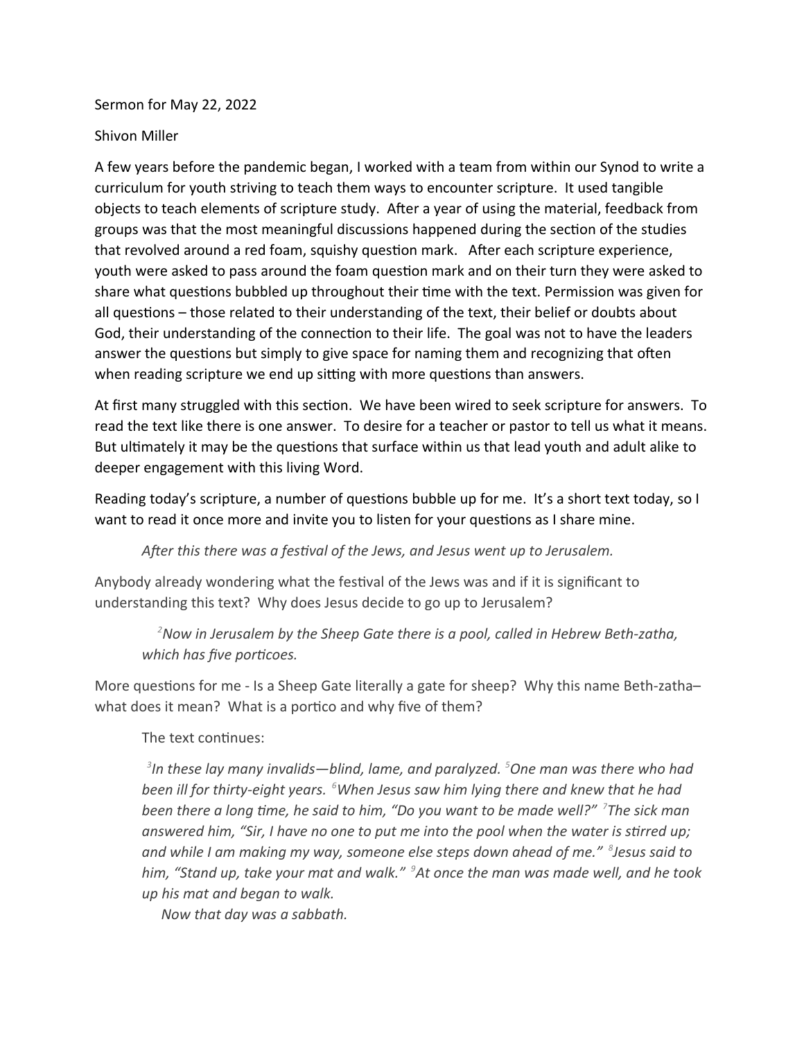Sermon for May 22, 2022

Shivon Miller

A few years before the pandemic began, I worked with a team from within our Synod to write a curriculum for youth striving to teach them ways to encounter scripture. It used tangible objects to teach elements of scripture study. After a year of using the material, feedback from groups was that the most meaningful discussions happened during the section of the studies that revolved around a red foam, squishy question mark. After each scripture experience, youth were asked to pass around the foam question mark and on their turn they were asked to share what questions bubbled up throughout their time with the text. Permission was given for all questions – those related to their understanding of the text, their belief or doubts about God, their understanding of the connection to their life. The goal was not to have the leaders answer the questions but simply to give space for naming them and recognizing that often when reading scripture we end up sitting with more questions than answers.

At first many struggled with this section. We have been wired to seek scripture for answers. To read the text like there is one answer. To desire for a teacher or pastor to tell us what it means. But ultimately it may be the questions that surface within us that lead youth and adult alike to deeper engagement with this living Word.

Reading today's scripture, a number of questions bubble up for me. It's a short text today, so I want to read it once more and invite you to listen for your questions as I share mine.

> *After this there was a festival of the Jews, and Jesus went up to Jerusalem.*

Anybody already wondering what the festival of the Jews was and if it is significant to understanding this text? Why does Jesus decide to go up to Jerusalem?

> *[2]Now in Jerusalem by the Sheep Gate there is a pool, called in Hebrew Beth-zatha, which has five porticoes.*

More questions for me - Is a Sheep Gate literally a gate for sheep? Why this name Beth-zatha– what does it mean? What is a portico and why five of them?

> The text continues:
>
> *[3]In these lay many invalids—blind, lame, and paralyzed. [5]One man was there who had been ill for thirty-eight years. [6]When Jesus saw him lying there and knew that he had been there a long time, he said to him, "Do you want to be made well?" [7]The sick man answered him, "Sir, I have no one to put me into the pool when the water is stirred up; and while I am making my way, someone else steps down ahead of me." [8]Jesus said to him, "Stand up, take your mat and walk." [9]At once the man was made well, and he took up his mat and began to walk.*
>
> *Now that day was a sabbath.*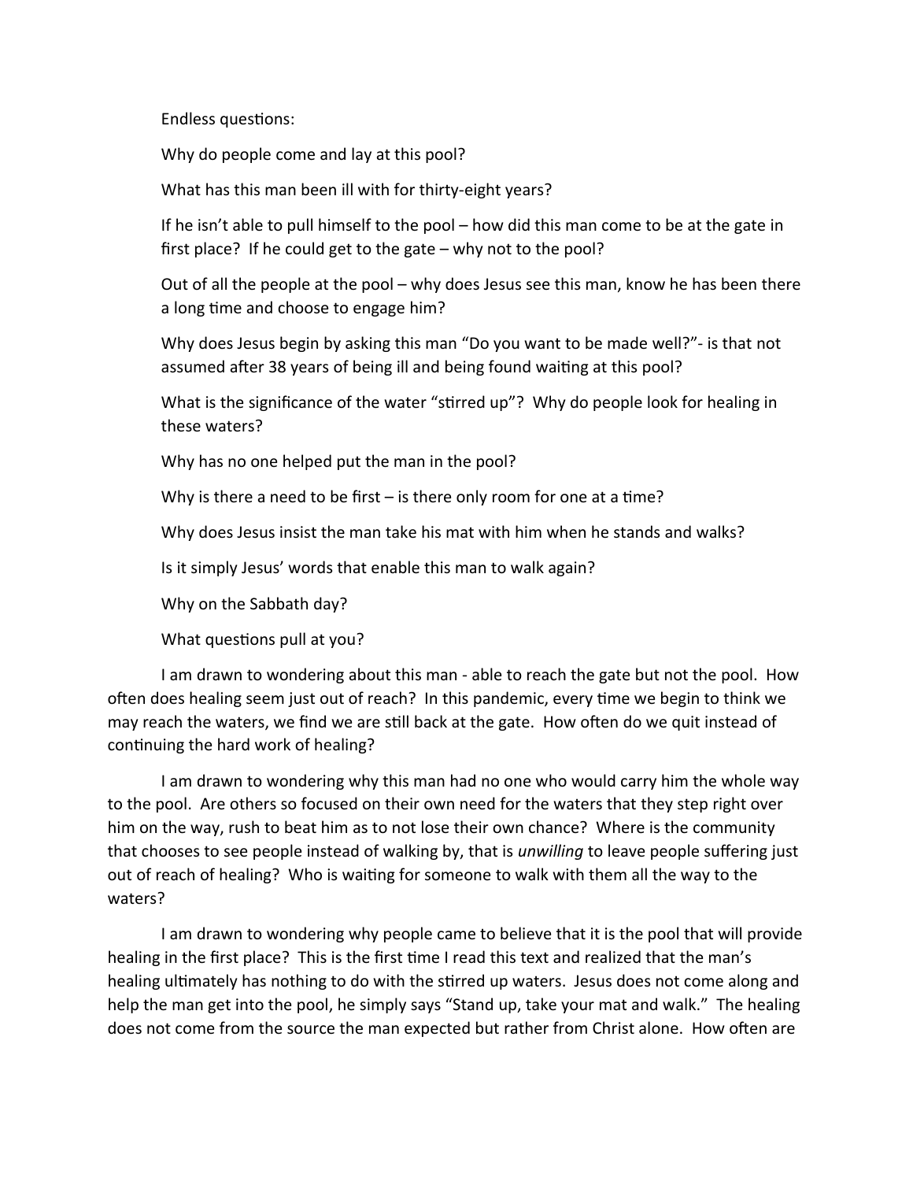Endless questions:

Why do people come and lay at this pool?

What has this man been ill with for thirty-eight years?

If he isn't able to pull himself to the pool – how did this man come to be at the gate in first place? If he could get to the gate – why not to the pool?

Out of all the people at the pool – why does Jesus see this man, know he has been there a long time and choose to engage him?

Why does Jesus begin by asking this man "Do you want to be made well?"- is that not assumed after 38 years of being ill and being found waiting at this pool?

What is the significance of the water "stirred up"? Why do people look for healing in these waters?

Why has no one helped put the man in the pool?

Why is there a need to be first – is there only room for one at a time?

Why does Jesus insist the man take his mat with him when he stands and walks?

Is it simply Jesus' words that enable this man to walk again?

Why on the Sabbath day?

What questions pull at you?

I am drawn to wondering about this man - able to reach the gate but not the pool. How often does healing seem just out of reach? In this pandemic, every time we begin to think we may reach the waters, we find we are still back at the gate. How often do we quit instead of continuing the hard work of healing?

I am drawn to wondering why this man had no one who would carry him the whole way to the pool. Are others so focused on their own need for the waters that they step right over him on the way, rush to beat him as to not lose their own chance? Where is the community that chooses to see people instead of walking by, that is *unwilling* to leave people suffering just out of reach of healing? Who is waiting for someone to walk with them all the way to the waters?

I am drawn to wondering why people came to believe that it is the pool that will provide healing in the first place? This is the first time I read this text and realized that the man's healing ultimately has nothing to do with the stirred up waters. Jesus does not come along and help the man get into the pool, he simply says "Stand up, take your mat and walk." The healing does not come from the source the man expected but rather from Christ alone. How often are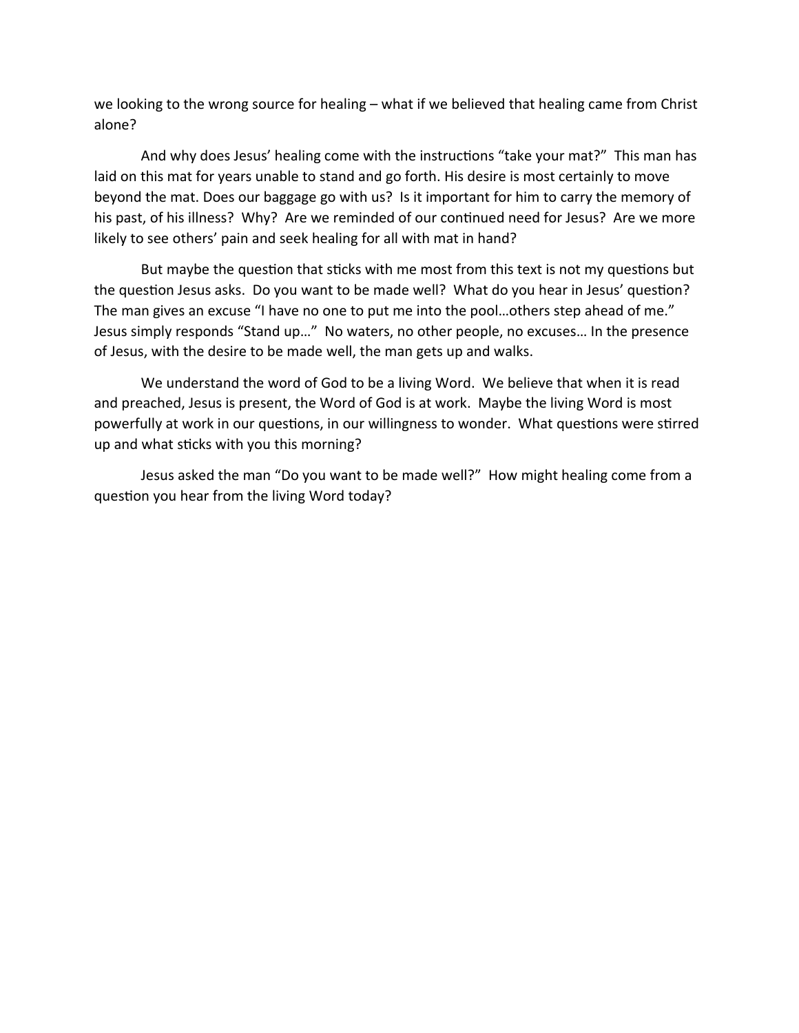we looking to the wrong source for healing – what if we believed that healing came from Christ alone?

And why does Jesus' healing come with the instructions "take your mat?" This man has laid on this mat for years unable to stand and go forth. His desire is most certainly to move beyond the mat. Does our baggage go with us? Is it important for him to carry the memory of his past, of his illness? Why? Are we reminded of our continued need for Jesus? Are we more likely to see others' pain and seek healing for all with mat in hand?

But maybe the question that sticks with me most from this text is not my questions but the question Jesus asks. Do you want to be made well? What do you hear in Jesus' question? The man gives an excuse "I have no one to put me into the pool…others step ahead of me." Jesus simply responds "Stand up…" No waters, no other people, no excuses… In the presence of Jesus, with the desire to be made well, the man gets up and walks.

We understand the word of God to be a living Word. We believe that when it is read and preached, Jesus is present, the Word of God is at work. Maybe the living Word is most powerfully at work in our questions, in our willingness to wonder. What questions were stirred up and what sticks with you this morning?

Jesus asked the man "Do you want to be made well?" How might healing come from a question you hear from the living Word today?